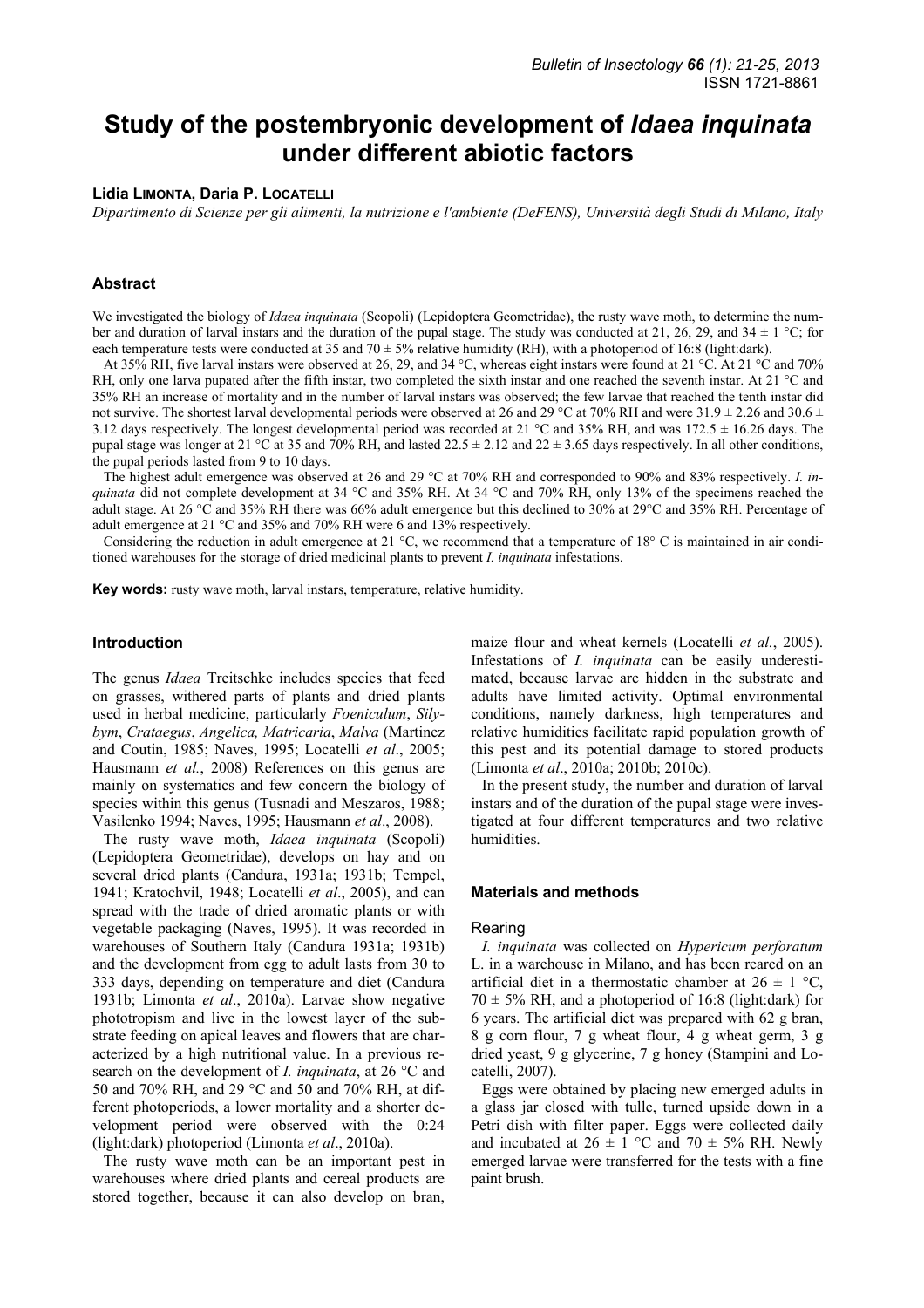# Study of the postembryonic development of *Idaea inquinata* under different abiotic factors

**Lidia Limonta, Daria P. Locatelli**

*Dipartimento di Scienze per gli alimenti, la nutrizione e l'ambiente (DeFENS), Università degli Studi di Milano, Italy*

## Abstract

We investigated the biology of *Idaea inquinata* (Scopoli) (Lepidoptera Geometridae), the rusty wave moth, to determine the number and duration of larval instars and the duration of the pupal stage. The study was conducted at 21, 26, 29, and 34 ± 1 °C; for each temperature tests were conducted at 35 and 70 ± 5% relative humidity (RH), with a photoperiod of 16:8 (light:dark).

At 35% RH, five larval instars were observed at 26, 29, and 34 °C, whereas eight instars were found at 21 °C. At 21 °C and 70% RH, only one larva pupated after the fifth instar, two completed the sixth instar and one reached the seventh instar. At 21 °C and 35% RH an increase of mortality and in the number of larval instars was observed; the few larvae that reached the tenth instar did not survive. The shortest larval developmental periods were observed at 26 and 29 °C at 70% RH and were 31.9 ± 2.26 and 30.6 ± 3.12 days respectively. The longest developmental period was recorded at 21 °C and 35% RH, and was 172.5 ± 16.26 days. The pupal stage was longer at 21 °C at 35 and 70% RH, and lasted 22.5 ± 2.12 and 22 ± 3.65 days respectively. In all other conditions, the pupal periods lasted from 9 to 10 days.

The highest adult emergence was observed at 26 and 29 °C at 70% RH and corresponded to 90% and 83% respectively. *I. inquinata* did not complete development at 34 °C and 35% RH. At 34 °C and 70% RH, only 13% of the specimens reached the adult stage. At 26 °C and 35% RH there was 66% adult emergence but this declined to 30% at 29°C and 35% RH. Percentage of adult emergence at 21 °C and 35% and 70% RH were 6 and 13% respectively.

Considering the reduction in adult emergence at 21 °C, we recommend that a temperature of 18° C is maintained in air conditioned warehouses for the storage of dried medicinal plants to prevent *I. inquinata* infestations.

**Key words:** rusty wave moth, larval instars, temperature, relative humidity.

## Introduction

The genus *Idaea* Treitschke includes species that feed on grasses, withered parts of plants and dried plants used in herbal medicine, particularly *Foeniculum*, *Silybym*, *Crataegus*, *Angelica, Matricaria*, *Malva* (Martinez and Coutin, 1985; Naves, 1995; Locatelli *et al*., 2005; Hausmann *et al.*, 2008) References on this genus are mainly on systematics and few concern the biology of species within this genus (Tusnadi and Meszaros, 1988; Vasilenko 1994; Naves, 1995; Hausmann *et al*., 2008).

The rusty wave moth, *Idaea inquinata* (Scopoli) (Lepidoptera Geometridae), develops on hay and on several dried plants (Candura, 1931a; 1931b; Tempel, 1941; Kratochvil, 1948; Locatelli *et al*., 2005), and can spread with the trade of dried aromatic plants or with vegetable packaging (Naves, 1995). It was recorded in warehouses of Southern Italy (Candura 1931a; 1931b) and the development from egg to adult lasts from 30 to 333 days, depending on temperature and diet (Candura 1931b; Limonta *et al*., 2010a). Larvae show negative phototropism and live in the lowest layer of the substrate feeding on apical leaves and flowers that are characterized by a high nutritional value. In a previous research on the development of *I. inquinata*, at 26 °C and 50 and 70% RH, and 29 °C at 50 and 70% RH, at different photoperiods, a lower mortality and a shorter development period were observed with the 0:24 (light:dark) photoperiod (Limonta *et al*., 2010a).

The rusty wave moth can be an important pest in warehouses where dried plants and cereal products are stored together, because it can also develop on bran, maize flour and wheat kernels (Locatelli *et al.*, 2005). Infestations of *I. inquinata* can be easily underestimated, because larvae are hidden in the substrate and adults have limited activity. Optimal environmental conditions, namely darkness, high temperatures and relative humidities facilitate rapid population growth of this pest and its potential damage to stored products (Limonta *et al*., 2010a; 2010b; 2010c).

In the present study, the number and duration of larval instars and of the duration of the pupal stage were investigated at four different temperatures and two relative humidities.

## Materials and methods

### Rearing

*I. inquinata* was collected on *Hypericum perforatum* L. in a warehouse in Milano, and has been reared on an artificial diet in a thermostatic chamber at 26 ± 1 °C, 70 ± 5% RH, and a photoperiod of 16:8 (light:dark) for 6 years. The artificial diet was prepared with 62 g bran, 8 g corn flour, 7 g wheat flour, 4 g wheat germ, 3 g dried yeast, 9 g glycerine, 7 g honey (Stampini and Locatelli, 2007).

Eggs were obtained by placing new emerged adults in a glass jar closed with tulle, turned upside down in a Petri dish with filter paper. Eggs were collected daily and incubated at 26 ± 1 °C and 70 ± 5% RH. Newly emerged larvae were transferred for the tests with a fine paint brush.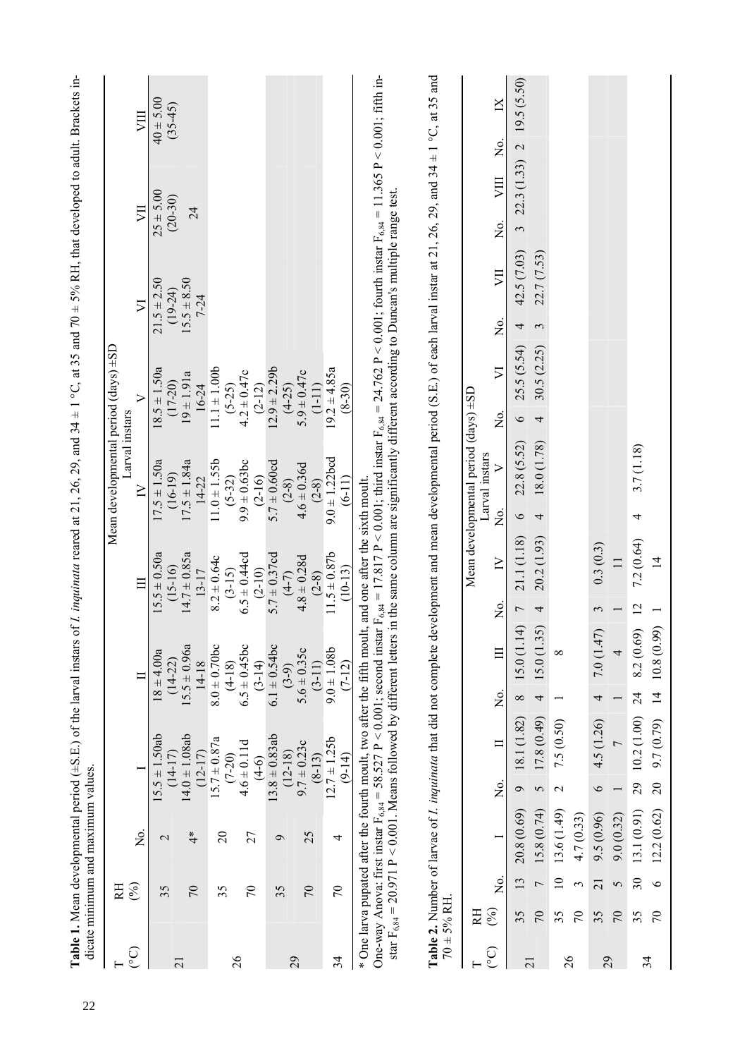**Table 1.** Mean developmental period (±S.E.) of the larval instars of *I. inquinata* reared at 21, 26, 29, and 34 ± 1 °C, at 35 and 70 ± 5% RH, that developed to adult. Brackets indicate minimum and maximum values.

| T (°C) | RH (%) | No. | Mean developmental period (days) ±SD Larval instars I | II | III | IV | V | VI | VII | VIII |
|---|---|---|---|---|---|---|---|---|---|---|
| 21 | 35 | 2 | 15.5 ± 1.50ab (14-17) | 18 ± 4.00a (14-22) | 15.5 ± 0.50a (15-16) | 17.5 ± 1.50a (16-19) | 18.5 ± 1.50a (17-20) | 21.5 ± 2.50 (19-24) | 25 ± 5.00 (20-30) | 40 ± 5.00 (35-45) |
| | 70 | 4* | 14.0 ± 1.08ab (12-17) | 15.5 ± 0.96a 14-18 | 14.7 ± 0.85a 13-17 | 17.5 ± 1.84a 14-22 | 19 ± 1.91a 16-24 | 15.5 ± 8.50 7-24 | 24 | |
| 26 | 35 | 20 | 15.7 ± 0.87a (7-20) | 8.0 ± 0.70bc (4-18) | 8.2 ± 0.64c (3-15) | 11.0 ± 1.55b (5-32) | 11.1 ± 1.00b (5-25) | | | |
| | 70 | 27 | 4.6 ± 0.11d (4-6) | 6.5 ± 0.45bc (3-14) | 6.5 ± 0.44cd (2-10) | 9.9 ± 0.63bc (2-16) | 4.2 ± 0.47c (2-12) | | | |
| 29 | 35 | 9 | 13.8 ± 0.83ab (12-18) | 6.1 ± 0.54bc (3-9) | 5.7 ± 0.37cd (4-7) | 5.7 ± 0.60cd (2-8) | 12.9 ± 2.29b (4-25) | | | |
| | 70 | 25 | 9.7 ± 0.23c (8-13) | 5.6 ± 0.35c (3-11) | 4.8 ± 0.28d (2-8) | 4.6 ± 0.36d (2-8) | 5.9 ± 0.47c (1-11) | | | |
| 34 | 70 | 4 | 12.7 ± 1.25b (9-14) | 9.0 ± 1.08b (7-12) | 11.5 ± 0.87b (10-13) | 9.0 ± 1.22bcd (6-11) | 19.2 ± 4.85a (8-30) | | | |

\* One larva pupated after the fourth moult, two after the fifth moult, and one after the sixth moult.

One-way Anova: first instar $F_{6,84} = 58.527$ $P < 0.001$; second instar $F_{6,84} = 17.817$ $P < 0.001$; third instar $F_{6,84} = 24.762$ $P < 0.001$; fourth instar $F_{6,84} = 11.365$ $P < 0.001$; fifth instar $F_{6,84} = 20.971$ $P < 0.001$. Means followed by different letters in the same column are significantly different according to Duncan's multiple range test.

**Table 2.** Number of larvae of *I. inquinata* that did not complete development and mean developmental period (S.E.) of each larval instar at 21, 26, 29, and 34 ± 1 °C, at 35 and 70 ± 5% RH.

| T (°C) | RH (%) | No. | Mean developmental period (days) ±SD Larval instars I | No. | II | No. | III | No. | IV | No. | V | No. | VI | No. | VII | No. | VIII | No. | IX |
|---|---|---|---|---|---|---|---|---|---|---|---|---|---|---|---|---|---|---|---|
| 21 | 35 | 13 | 20.8 (0.69) | 9 | 18.1 (1.82) | 8 | 15.0 (1.14) | 7 | 21.1 (1.18) | 6 | 22.8 (5.52) | 6 | 25.5 (5.54) | 4 | 42.5 (7.03) | 3 | 22.3 (1.33) | 2 | 19.5 (5.50) |
| | 70 | 7 | 15.8 (0.74) | 5 | 17.8 (0.49) | 4 | 15.0 (1.35) | 4 | 20.2 (1.93) | 4 | 18.0 (1.78) | 4 | 30.5 (2.25) | 3 | 22.7 (7.53) | | | | |
| 26 | 35 | 10 | 13.6 (1.49) | 2 | 7.5 (0.50) | 1 | 8 | | | | | | | | | | | | |
| | 70 | 3 | 4.7 (0.33) | | | | | | | | | | | | | | | | |
| 29 | 35 | 21 | 9.5 (0.96) | 6 | 4.5 (1.26) | 4 | 7.0 (1.47) | 3 | 0.3 (0.3) | | | | | | | | | | |
| | 70 | 5 | 9.0 (0.32) | 1 | 7 | 1 | 4 | 1 | 11 | | | | | | | | | | |
| 34 | 35 | 30 | 13.1 (0.91) | 29 | 10.2 (1.00) | 24 | 8.2 (0.69) | 12 | 7.2 (0.64) | 4 | 3.7 (1.18) | | | | | | | | |
| | 70 | 6 | 12.2 (0.62) | 20 | 9.7 (0.79) | 14 | 10.8 (0.99) | 1 | 14 | | | | | | | | | | |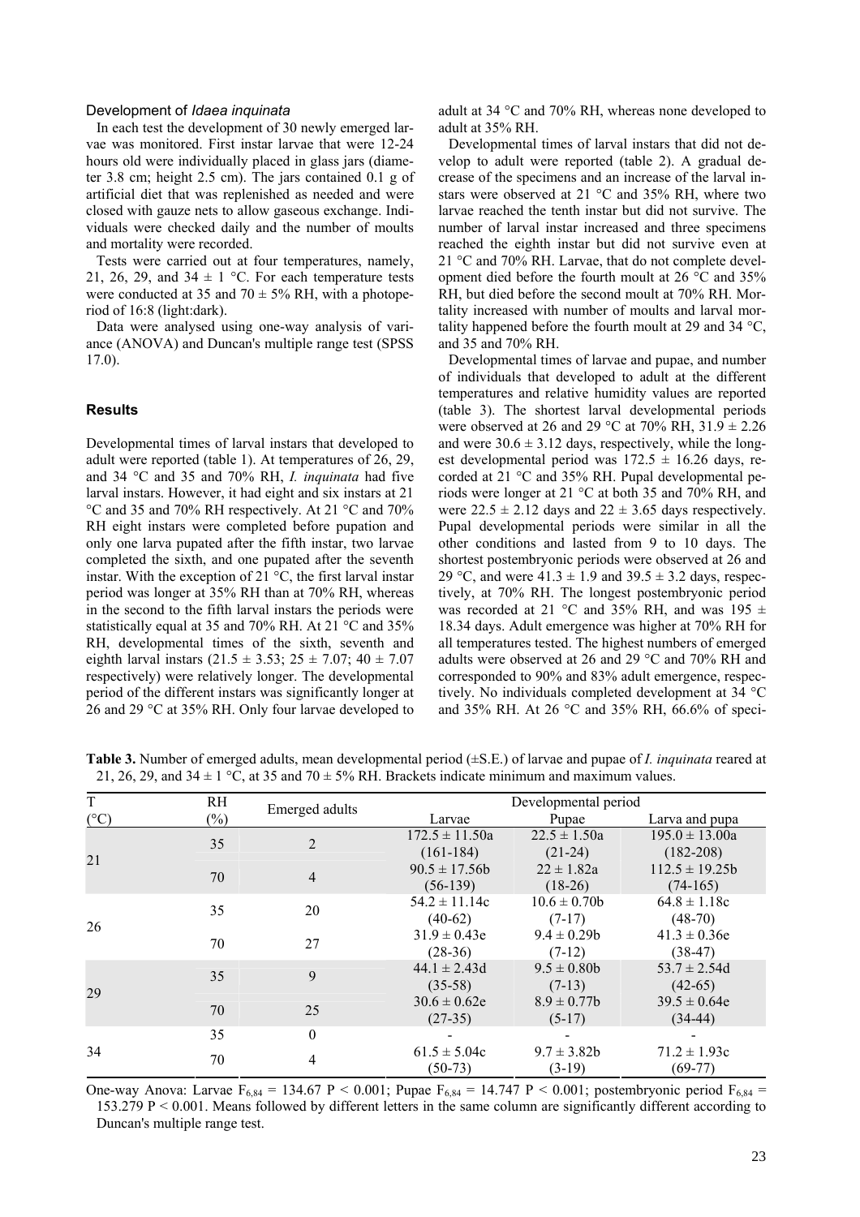### Development of *Idaea inquinata*

In each test the development of 30 newly emerged larvae was monitored. First instar larvae that were 12-24 hours old were individually placed in glass jars (diameter 3.8 cm; height 2.5 cm). The jars contained 0.1 g of artificial diet that was replenished as needed and were closed with gauze nets to allow gaseous exchange. Individuals were checked daily and the number of moults and mortality were recorded.

Tests were carried out at four temperatures, namely, 21, 26, 29, and 34 ± 1 °C. For each temperature tests were conducted at 35 and 70 ± 5% RH, with a photoperiod of 16:8 (light:dark).

Data were analysed using one-way analysis of variance (ANOVA) and Duncan's multiple range test (SPSS 17.0).

## Results

Developmental times of larval instars that developed to adult were reported (table 1). At temperatures of 26, 29, and 34 °C and 35 and 70% RH, *I. inquinata* had five larval instars. However, it had eight and six instars at 21 °C and 35 and 70% RH respectively. At 21 °C and 70% RH eight instars were completed before pupation and only one larva pupated after the fifth instar, two larvae completed the sixth, and one pupated after the seventh instar. With the exception of 21 °C, the first larval instar period was longer at 35% RH than at 70% RH, whereas in the second to the fifth larval instars the periods were statistically equal at 35 and 70% RH. At 21 °C and 35% RH, developmental times of the sixth, seventh and eighth larval instars (21.5 ± 3.53; 25 ± 7.07; 40 ± 7.07 respectively) were relatively longer. The developmental period of the different instars was significantly longer at 26 and 29 °C at 35% RH. Only four larvae developed to adult at 34 °C and 70% RH, whereas none developed to adult at 35% RH.

Developmental times of larval instars that did not develop to adult were reported (table 2). A gradual decrease of the specimens and an increase of the larval instars were observed at 21 °C and 35% RH, where two larvae reached the tenth instar but did not survive. The number of larval instar increased and three specimens reached the eighth instar but did not survive even at 21 °C and 70% RH. Larvae, that do not complete development died before the fourth moult at 26 °C and 35% RH, but died before the second moult at 70% RH. Mortality increased with number of moults and larval mortality happened before the fourth moult at 29 and 34 °C, and 35 and 70% RH.

Developmental times of larvae and pupae, and number of individuals that developed to adult at the different temperatures and relative humidity values are reported (table 3). The shortest larval developmental periods were observed at 26 and 29 °C at 70% RH, 31.9 ± 2.26 and were 30.6 ± 3.12 days, respectively, while the longest developmental period was 172.5 ± 16.26 days, recorded at 21 °C and 35% RH. Pupal developmental periods were longer at 21 °C at both 35 and 70% RH, and were 22.5 ± 2.12 days and 22 ± 3.65 days respectively. Pupal developmental periods were similar in all the other conditions and lasted from 9 to 10 days. The shortest postembryonic periods were observed at 26 and 29 °C, and were 41.3 ± 1.9 and 39.5 ± 3.2 days, respectively, at 70% RH. The longest postembryonic period was recorded at 21 °C and 35% RH, and was 195 ± 18.34 days. Adult emergence was higher at 70% RH for all temperatures tested. The highest numbers of emerged adults were observed at 26 and 29 °C and 70% RH and corresponded to 90% and 83% adult emergence, respectively. No individuals completed development at 34 °C and 35% RH. At 26 °C and 35% RH, 66.6% of speci-

**Table 3.** Number of emerged adults, mean developmental period (±S.E.) of larvae and pupae of *I. inquinata* reared at 21, 26, 29, and 34 ± 1 °C, at 35 and 70 ± 5% RH. Brackets indicate minimum and maximum values.

| T (°C) | RH (%) | Emerged adults | Developmental period | | |
|---|---|---|---|---|---|
| | | | Larvae | Pupae | Larva and pupa |
| 21 | 35 | 2 | 172.5 ± 11.50a (161-184) | 22.5 ± 1.50a (21-24) | 195.0 ± 13.00a (182-208) |
| | 70 | 4 | 90.5 ± 17.56b (56-139) | 22 ± 1.82a (18-26) | 112.5 ± 19.25b (74-165) |
| 26 | 35 | 20 | 54.2 ± 11.14c (40-62) | 10.6 ± 0.70b (7-17) | 64.8 ± 1.18c (48-70) |
| | 70 | 27 | 31.9 ± 0.43e (28-36) | 9.4 ± 0.29b (7-12) | 41.3 ± 0.36e (38-47) |
| 29 | 35 | 9 | 44.1 ± 2.43d (35-58) | 9.5 ± 0.80b (7-13) | 53.7 ± 2.54d (42-65) |
| | 70 | 25 | 30.6 ± 0.62e (27-35) | 8.9 ± 0.77b (5-17) | 39.5 ± 0.64e (34-44) |
| 34 | 35 | 0 | - | - | - |
| | 70 | 4 | 61.5 ± 5.04c (50-73) | 9.7 ± 3.82b (3-19) | 71.2 ± 1.93c (69-77) |

One-way Anova: Larvae $F_{6,84}$ = 134.67 $P < 0.001$; Pupae $F_{6,84}$ = 14.747 $P < 0.001$; postembryonic period $F_{6,84}$ = 153.279 $P < 0.001$. Means followed by different letters in the same column are significantly different according to Duncan's multiple range test.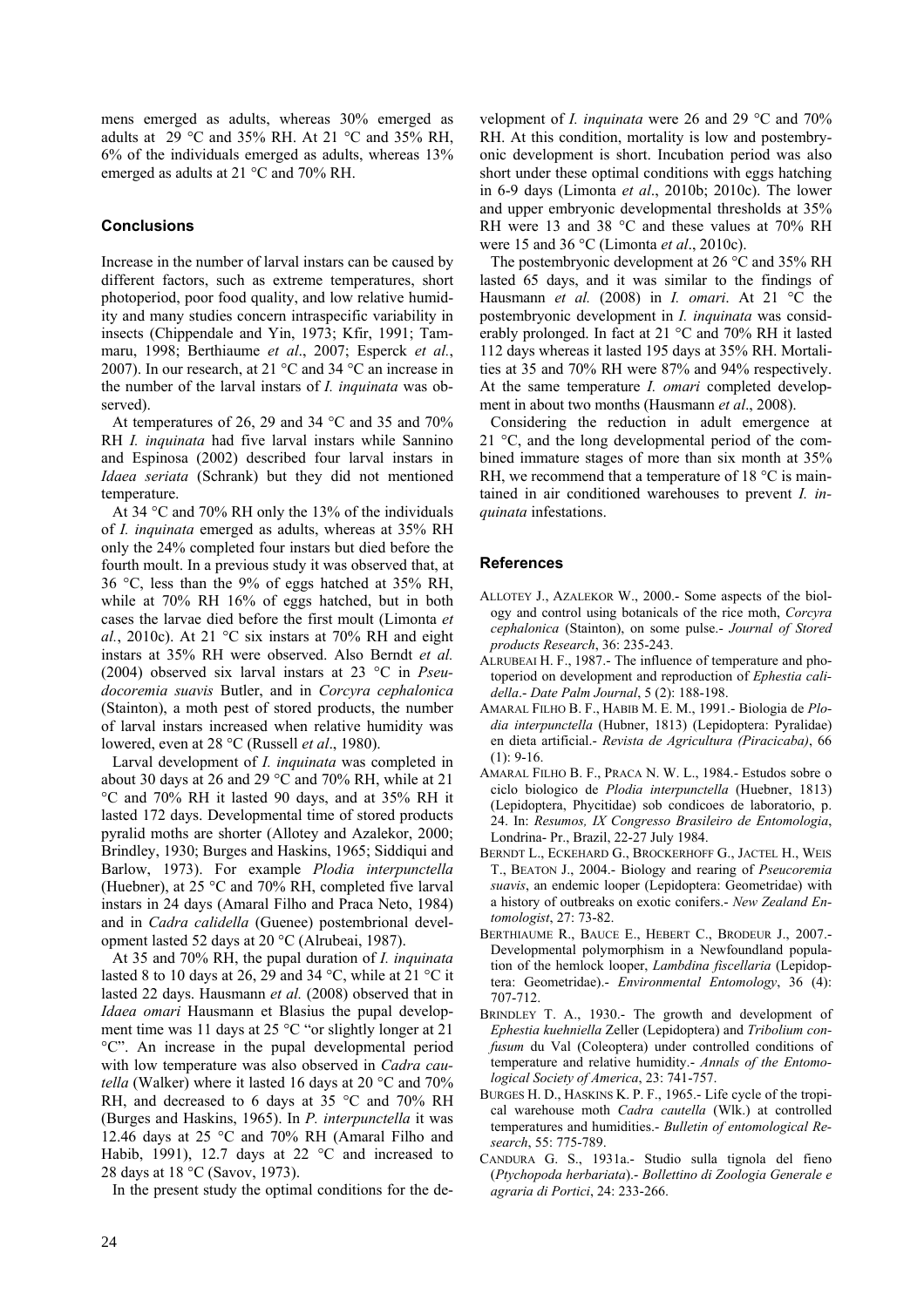mens emerged as adults, whereas 30% emerged as adults at 29 °C and 35% RH. At 21 °C and 35% RH, 6% of the individuals emerged as adults, whereas 13% emerged as adults at 21 °C and 70% RH.

## Conclusions

Increase in the number of larval instars can be caused by different factors, such as extreme temperatures, short photoperiod, poor food quality, and low relative humidity and many studies concern intraspecific variability in insects (Chippendale and Yin, 1973; Kfir, 1991; Tammaru, 1998; Berthiaume *et al*., 2007; Esperck *et al.*, 2007). In our research, at 21 °C and 34 °C an increase in the number of the larval instars of *I. inquinata* was observed).

At temperatures of 26, 29 and 34 °C and 35 and 70% RH *I. inquinata* had five larval instars while Sannino and Espinosa (2002) described four larval instars in *Idaea seriata* (Schrank) but they did not mentioned temperature.

At 34 °C and 70% RH only the 13% of the individuals of *I. inquinata* emerged as adults, whereas at 35% RH only the 24% completed four instars but died before the fourth moult. In a previous study it was observed that, at 36 °C, less than the 9% of eggs hatched at 35% RH, while at 70% RH 16% of eggs hatched, but in both cases the larvae died before the first moult (Limonta *et al.*, 2010c). At 21 °C six instars at 70% RH and eight instars at 35% RH were observed. Also Berndt *et al.* (2004) observed six larval instars at 23 °C in *Pseudocoremia suavis* Butler, and in *Corcyra cephalonica* (Stainton), a moth pest of stored products, the number of larval instars increased when relative humidity was lowered, even at 28 °C (Russell *et al*., 1980).

Larval development of *I. inquinata* was completed in about 30 days at 26 and 29 °C and 70% RH, while at 21 °C and 70% RH it lasted 90 days, and at 35% RH it lasted 172 days. Developmental time of stored products pyralid moths are shorter (Allotey and Azalekor, 2000; Brindley, 1930; Burges and Haskins, 1965; Siddiqui and Barlow, 1973). For example *Plodia interpunctella* (Huebner), at 25 °C and 70% RH, completed five larval instars in 24 days (Amaral Filho and Praca Neto, 1984) and in *Cadra calidella* (Guenee) postembrional development lasted 52 days at 20 °C (Alrubeai, 1987).

At 35 and 70% RH, the pupal duration of *I. inquinata* lasted 8 to 10 days at 26, 29 and 34 °C, while at 21 °C it lasted 22 days. Hausmann *et al.* (2008) observed that in *Idaea omari* Hausmann et Blasius the pupal development time was 11 days at 25 °C "or slightly longer at 21 °C". An increase in the pupal developmental period with low temperature was also observed in *Cadra cautella* (Walker) where it lasted 16 days at 20 °C and 70% RH, and decreased to 6 days at 35 °C and 70% RH (Burges and Haskins, 1965). In *P. interpunctella* it was 12.46 days at 25 °C and 70% RH (Amaral Filho and Habib, 1991), 12.7 days at 22 °C and increased to 28 days at 18 °C (Savov, 1973).

In the present study the optimal conditions for the development of *I. inquinata* were 26 and 29 °C and 70% RH. At this condition, mortality is low and postembryonic development is short. Incubation period was also short under these optimal conditions with eggs hatching in 6-9 days (Limonta *et al*., 2010b; 2010c). The lower and upper embryonic developmental thresholds at 35% RH were 13 and 38 °C and these values at 70% RH were 15 and 36 °C (Limonta *et al*., 2010c).

The postembryonic development at 26 °C and 35% RH lasted 65 days, and it was similar to the findings of Hausmann *et al.* (2008) in *I. omari*. At 21 °C the postembryonic development in *I. inquinata* was considerably prolonged. In fact at 21 °C and 70% RH it lasted 112 days whereas it lasted 195 days at 35% RH. Mortalities at 35 and 70% RH were 87% and 94% respectively. At the same temperature *I. omari* completed development in about two months (Hausmann *et al*., 2008).

Considering the reduction in adult emergence at 21 °C, and the long developmental period of the combined immature stages of more than six month at 35% RH, we recommend that a temperature of 18 °C is maintained in air conditioned warehouses to prevent *I. inquinata* infestations.

## References

ALLOTEY J., AZALEKOR W., 2000.- Some aspects of the biology and control using botanicals of the rice moth, *Corcyra cephalonica* (Stainton), on some pulse.- *Journal of Stored products Research*, 36: 235-243.

ALRUBEAI H. F., 1987.- The influence of temperature and photoperiod on development and reproduction of *Ephestia calidella*.- *Date Palm Journal*, 5 (2): 188-198.

AMARAL FILHO B. F., HABIB M. E. M., 1991.- Biologia de *Plodia interpunctella* (Hubner, 1813) (Lepidoptera: Pyralidae) en dieta artificial.- *Revista de Agricultura (Piracicaba)*, 66 (1): 9-16.

AMARAL FILHO B. F., PRACA N. W. L., 1984.- Estudos sobre o ciclo biologico de *Plodia interpunctella* (Hubner, 1813) (Lepidoptera, Phycitidae) sob condicoes de laboratorio, p. 24. In: *Resumos, IX Congresso Brasileiro de Entomologia*, Londrina- Pr., Brazil, 22-27 July 1984.

BERNDT L., ECKEHARD G., BROCKERHOFF G., JACTEL H., WEIS T., BEATON J., 2004.- Biology and rearing of *Pseucoremia suavis*, an endemic looper (Lepidoptera: Geometridae) with a history of outbreaks on exotic conifers.- *New Zealand Entomologist*, 27: 73-82.

BERTHIAUME R., BAUCE E., HEBERT C., BRODEUR J., 2007.- Developmental polymorphism in a Newfoundland population of the hemlock looper, *Lambdina fiscellaria* (Lepidoptera: Geometridae).- *Environmental Entomology*, 36 (4): 707-712.

BRINDLEY T. A., 1930.- The growth and development of *Ephestia kuehniella* Zeller (Lepidoptera) and *Tribolium confusum* du Val (Coleoptera) under controlled conditions of temperature and relative humidity.- *Annals of the Entomological Society of America*, 23: 741-757.

BURGES H. D., HASKINS K. P. F., 1965.- Life cycle of the tropical warehouse moth *Cadra cautella* (Wlk.) at controlled temperatures and humidities.- *Bulletin of entomological Research*, 55: 775-789.

CANDURA G. S., 1931a.- Studio sulla tignola del fieno (*Ptychopoda herbariata*).- *Bollettino di Zoologia Generale e agraria di Portici*, 24: 233-266.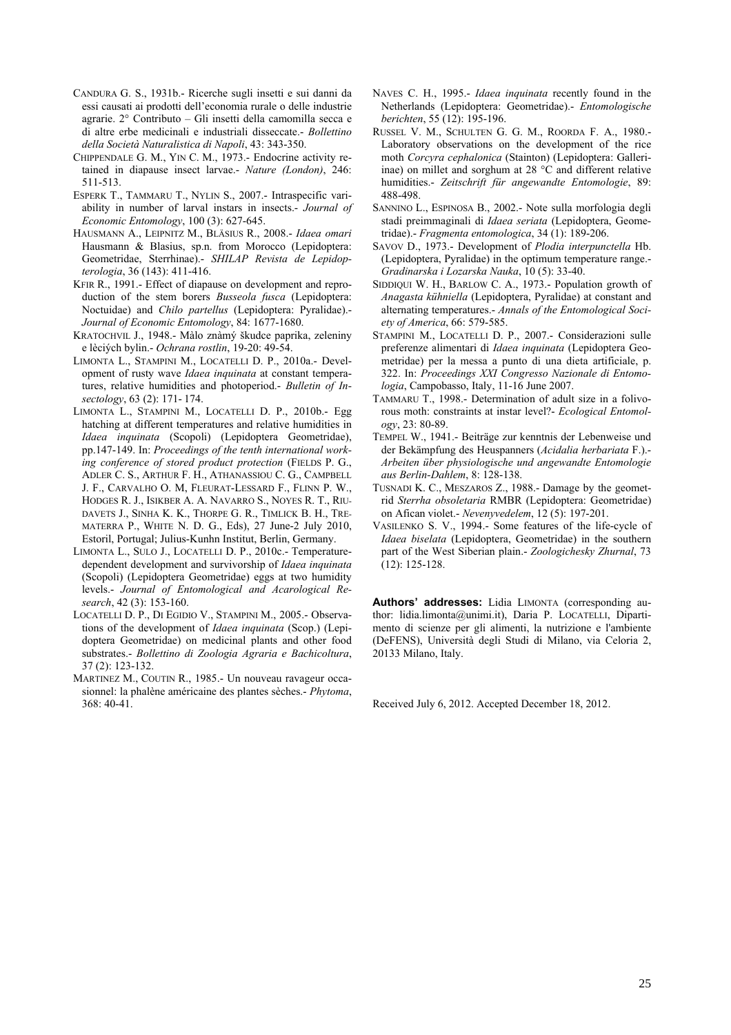CANDURA G. S., 1931b.- Ricerche sugli insetti e sui danni da essi causati ai prodotti dell'economia rurale o delle industrie agrarie. 2° Contributo – Gli insetti della camomilla secca e di altre erbe medicinali e industriali disseccate.- *Bollettino della Società Naturalistica di Napoli*, 43: 343-350.

CHIPPENDALE G. M., YIN C. M., 1973.- Endocrine activity retained in diapause insect larvae.- *Nature (London)*, 246: 511-513.

ESPERK T., TAMMARU T., NYLIN S., 2007.- Intraspecific variability in number of larval instars in insects.- *Journal of Economic Entomology*, 100 (3): 627-645.

HAUSMANN A., LEIPNITZ M., BLÄSIUS R., 2008.- *Idaea omari* Hausmann & Blasius, sp.n. from Morocco (Lepidoptera: Geometridae, Sterrhinae).- *SHILAP Revista de Lepidopterologia*, 36 (143): 411-416.

KFIR R., 1991.- Effect of diapause on development and reproduction of the stem borers *Busseola fusca* (Lepidoptera: Noctuidae) and *Chilo partellus* (Lepidoptera: Pyralidae).- *Journal of Economic Entomology*, 84: 1677-1680.

KRATOCHVIL J., 1948.- Màlo znàmý škudce paprika, zeleniny e lèciých bylin.- *Ochrana rostlin*, 19-20: 49-54.

LIMONTA L., STAMPINI M., LOCATELLI D. P., 2010a.- Development of rusty wave *Idaea inquinata* at constant temperatures, relative humidities and photoperiod.- *Bulletin of Insectology*, 63 (2): 171- 174.

LIMONTA L., STAMPINI M., LOCATELLI D. P., 2010b.- Egg hatching at different temperatures and relative humidities in *Idaea inquinata* (Scopoli) (Lepidoptera Geometridae), pp.147-149. In: *Proceedings of the tenth international working conference of stored product protection* (FIELDS P. G., ADLER C. S., ARTHUR F. H., ATHANASSIOU C. G., CAMPBELL J. F., CARVALHO O. M, FLEURAT-LESSARD F., FLINN P. W., HODGES R. J., ISIKBER A. A. NAVARRO S., NOYES R. T., RIUDAVETS J., SINHA K. K., THORPE G. R., TIMLICK B. H., TREMATERRA P., WHITE N. D. G., Eds), 27 June-2 July 2010, Estoril, Portugal; Julius-Kunhn Institut, Berlin, Germany.

LIMONTA L., SULO J., LOCATELLI D. P., 2010c.- Temperature-dependent development and survivorship of *Idaea inquinata* (Scopoli) (Lepidoptera Geometridae) eggs at two humidity levels.- *Journal of Entomological and Acarological Research*, 42 (3): 153-160.

LOCATELLI D. P., DI EGIDIO V., STAMPINI M., 2005.- Observations of the development of *Idaea inquinata* (Scop.) (Lepidoptera Geometridae) on medicinal plants and other food substrates.- *Bollettino di Zoologia Agraria e Bachicoltura*, 37 (2): 123-132.

MARTINEZ M., COUTIN R., 1985.- Un nouveau ravageur occasionnel: la phalène américaine des plantes sèches.- *Phytoma*, 368: 40-41.

NAVES C. H., 1995.- *Idaea inquinata* recently found in the Netherlands (Lepidoptera: Geometridae).- *Entomologische berichten*, 55 (12): 195-196.

RUSSEL V. M., SCHULTEN G. G. M., ROORDA F. A., 1980.- Laboratory observations on the development of the rice moth *Corcyra cephalonica* (Stainton) (Lepidoptera: Gallerinae) on millet and sorghum at 28 °C and different relative humidities.- *Zeitschrift für angewandte Entomologie*, 89: 488-498.

SANNINO L., ESPINOSA B., 2002.- Note sulla morfologia degli stadi preimmaginali di *Idaea seriata* (Lepidoptera, Geometridae).- *Fragmenta entomologica*, 34 (1): 189-206.

SAVOV D., 1973.- Development of *Plodia interpunctella* Hb. (Lepidoptera, Pyralidae) in the optimum temperature range.- *Gradinarska i Lozarska Nauka*, 10 (5): 33-40.

SIDDIQUI W. H., BARLOW C. A., 1973.- Population growth of *Anagasta kühniella* (Lepidoptera, Pyralidae) at constant and alternating temperatures.- *Annals of the Entomological Society of America*, 66: 579-585.

STAMPINI M., LOCATELLI D. P., 2007.- Considerazioni sulle preferenze alimentari di *Idaea inquinata* (Lepidoptera Geometridae) per la messa a punto di una dieta artificiale, p. 322. In: *Proceedings XXI Congresso Nazionale di Entomologia*, Campobasso, Italy, 11-16 June 2007.

TAMMARU T., 1998.- Determination of adult size in a folivorous moth: constraints at instar level?- *Ecological Entomology*, 23: 80-89.

TEMPEL W., 1941.- Beiträge zur kenntnis der Lebenweise und der Bekämpfung des Heuspanners (*Acidalia herbariata* F.).- *Arbeiten über physiologische und angewandte Entomologie aus Berlin-Dahlem*, 8: 128-138.

TUSNADI K. C., MESZAROS Z., 1988.- Damage by the geometrid *Sterrha obsoletaria* RMBR (Lepidoptera: Geometridae) on Afican violet.- *Nevenyvedelem*, 12 (5): 197-201.

VASILENKO S. V., 1994.- Some features of the life-cycle of *Idaea biselata* (Lepidoptera, Geometridae) in the southern part of the West Siberian plain.- *Zoologichesky Zhurnal*, 73 (12): 125-128.

**Authors' addresses:** Lidia LIMONTA (corresponding author: lidia.limonta@unimi.it), Daria P. LOCATELLI, Dipartimento di scienze per gli alimenti, la nutrizione e l'ambiente (DeFENS), Università degli Studi di Milano, via Celoria 2, 20133 Milano, Italy.

Received July 6, 2012. Accepted December 18, 2012.